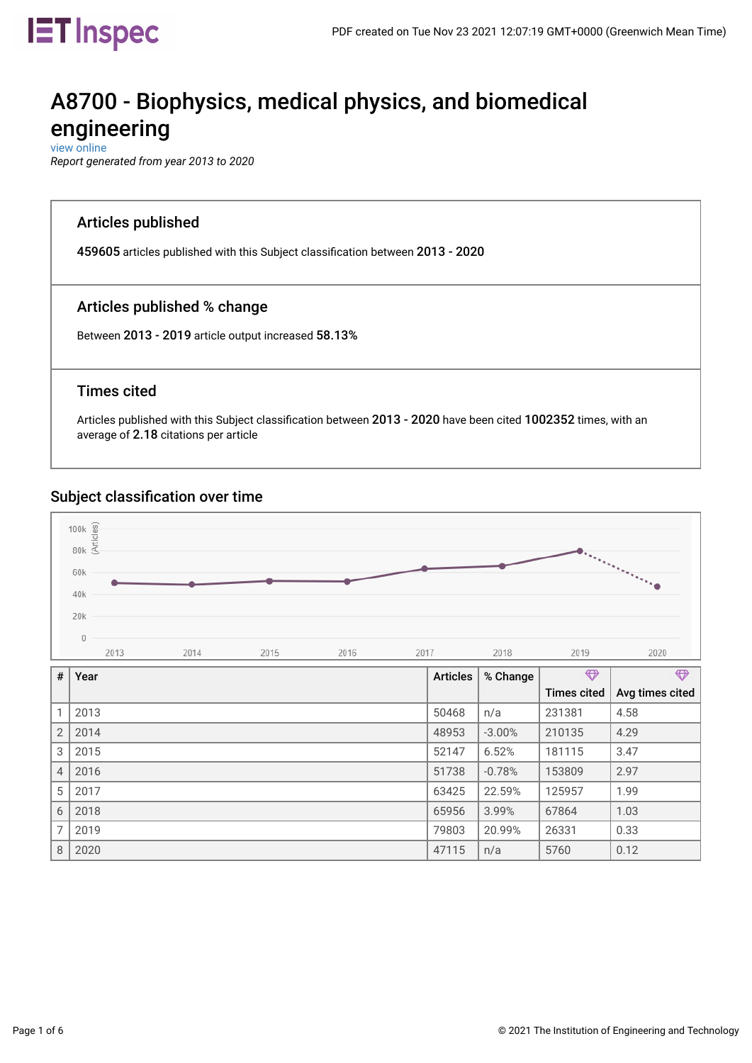# A8700 - Biophysics, medical physics, and biomedical engineering

view online

*Report generated from year 2013 to 2020*

## Articles published

**459605** articles published with this Subject classification between **2013 - 2020**

## Articles published % change

Between **2013 - 2019** article output increased **58.13%**

## Times cited

Articles published with this Subject classification between **2013 - 2020** have been cited **1002352** times, with an average of **2.18** citations per article

## Subject classification over time

| # | Year | Articles | % Change | Times cited | Avg times cited |
|---|---|---|---|---|---|
| 1 | 2013 | 50468 | n/a | 231381 | 4.58 |
| 2 | 2014 | 48953 | -3.00% | 210135 | 4.29 |
| 3 | 2015 | 52147 | 6.52% | 181115 | 3.47 |
| 4 | 2016 | 51738 | -0.78% | 153809 | 2.97 |
| 5 | 2017 | 63425 | 22.59% | 125957 | 1.99 |
| 6 | 2018 | 65956 | 3.99% | 67864 | 1.03 |
| 7 | 2019 | 79803 | 20.99% | 26331 | 0.33 |
| 8 | 2020 | 47115 | n/a | 5760 | 0.12 |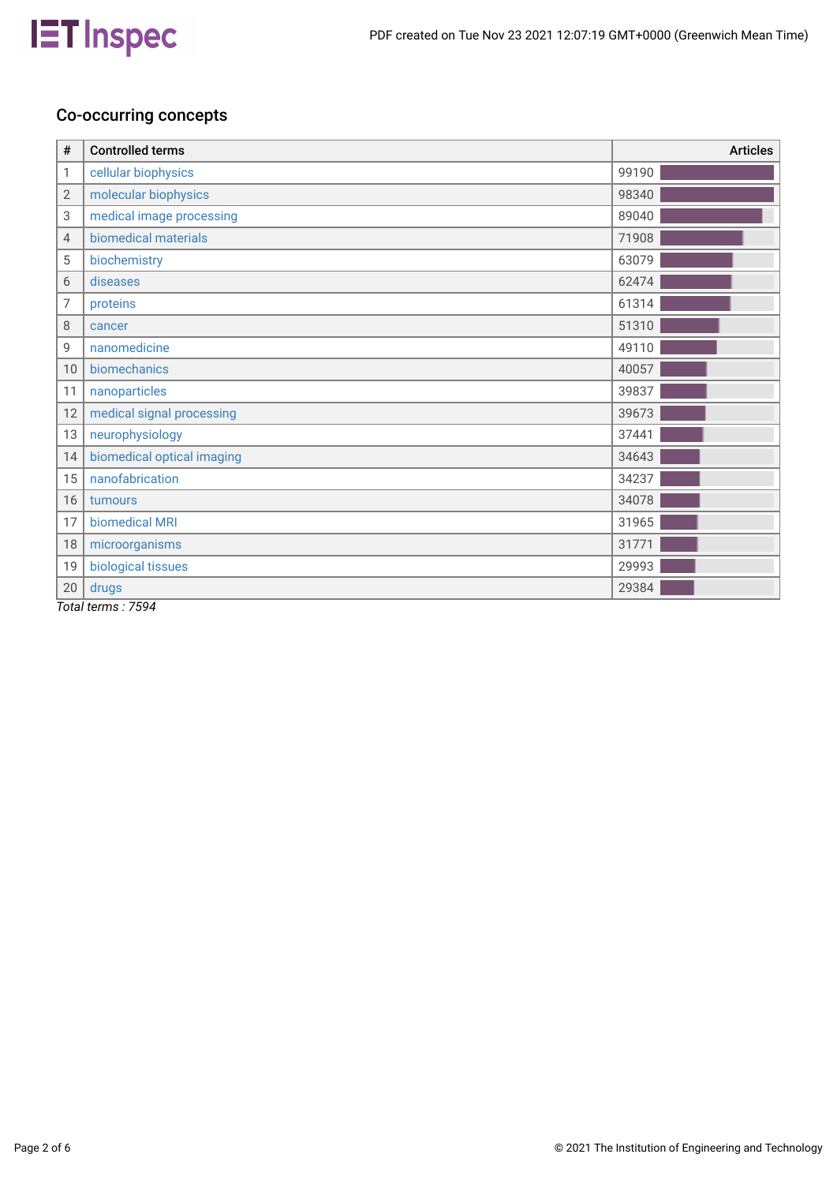## Co-occurring concepts

| # | Controlled terms | Articles |
|---|---|---|
| 1 | cellular biophysics | 99190 |
| 2 | molecular biophysics | 98340 |
| 3 | medical image processing | 89040 |
| 4 | biomedical materials | 71908 |
| 5 | biochemistry | 63079 |
| 6 | diseases | 62474 |
| 7 | proteins | 61314 |
| 8 | cancer | 51310 |
| 9 | nanomedicine | 49110 |
| 10 | biomechanics | 40057 |
| 11 | nanoparticles | 39837 |
| 12 | medical signal processing | 39673 |
| 13 | neurophysiology | 37441 |
| 14 | biomedical optical imaging | 34643 |
| 15 | nanofabrication | 34237 |
| 16 | tumours | 34078 |
| 17 | biomedical MRI | 31965 |
| 18 | microorganisms | 31771 |
| 19 | biological tissues | 29993 |
| 20 | drugs | 29384 |

*Total terms : 7594*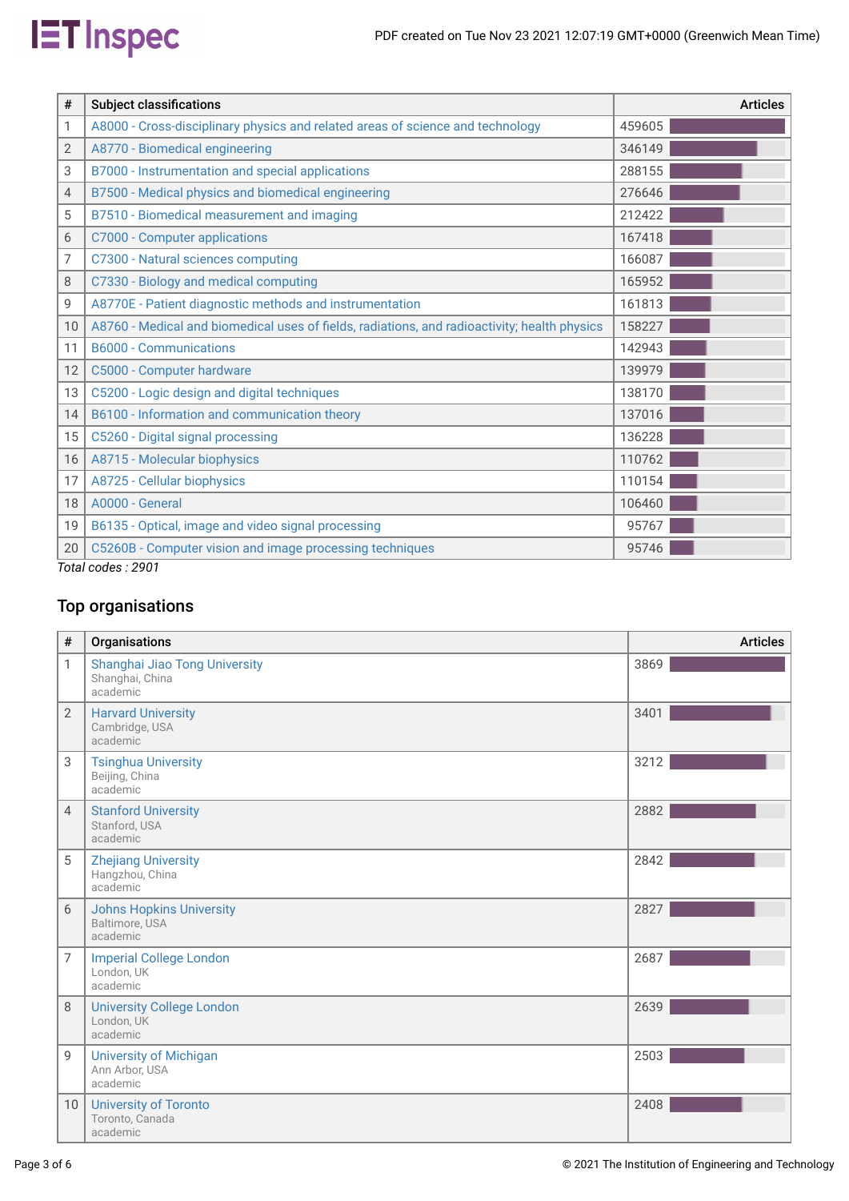| # | Subject classifications | Articles |
|---|---|---|
| 1 | A8000 - Cross-disciplinary physics and related areas of science and technology | 459605 |
| 2 | A8770 - Biomedical engineering | 346149 |
| 3 | B7000 - Instrumentation and special applications | 288155 |
| 4 | B7500 - Medical physics and biomedical engineering | 276646 |
| 5 | B7510 - Biomedical measurement and imaging | 212422 |
| 6 | C7000 - Computer applications | 167418 |
| 7 | C7300 - Natural sciences computing | 166087 |
| 8 | C7330 - Biology and medical computing | 165952 |
| 9 | A8770E - Patient diagnostic methods and instrumentation | 161813 |
| 10 | A8760 - Medical and biomedical uses of fields, radiations, and radioactivity; health physics | 158227 |
| 11 | B6000 - Communications | 142943 |
| 12 | C5000 - Computer hardware | 139979 |
| 13 | C5200 - Logic design and digital techniques | 138170 |
| 14 | B6100 - Information and communication theory | 137016 |
| 15 | C5260 - Digital signal processing | 136228 |
| 16 | A8715 - Molecular biophysics | 110762 |
| 17 | A8725 - Cellular biophysics | 110154 |
| 18 | A0000 - General | 106460 |
| 19 | B6135 - Optical, image and video signal processing | 95767 |
| 20 | C5260B - Computer vision and image processing techniques | 95746 |

*Total codes : 2901*

## Top organisations

| # | Organisations | Articles |
|---|---|---|
| 1 | Shanghai Jiao Tong University<br>Shanghai, China<br>academic | 3869 |
| 2 | Harvard University<br>Cambridge, USA<br>academic | 3401 |
| 3 | Tsinghua University<br>Beijing, China<br>academic | 3212 |
| 4 | Stanford University<br>Stanford, USA<br>academic | 2882 |
| 5 | Zhejiang University<br>Hangzhou, China<br>academic | 2842 |
| 6 | Johns Hopkins University<br>Baltimore, USA<br>academic | 2827 |
| 7 | Imperial College London<br>London, UK<br>academic | 2687 |
| 8 | University College London<br>London, UK<br>academic | 2639 |
| 9 | University of Michigan<br>Ann Arbor, USA<br>academic | 2503 |
| 10 | University of Toronto<br>Toronto, Canada<br>academic | 2408 |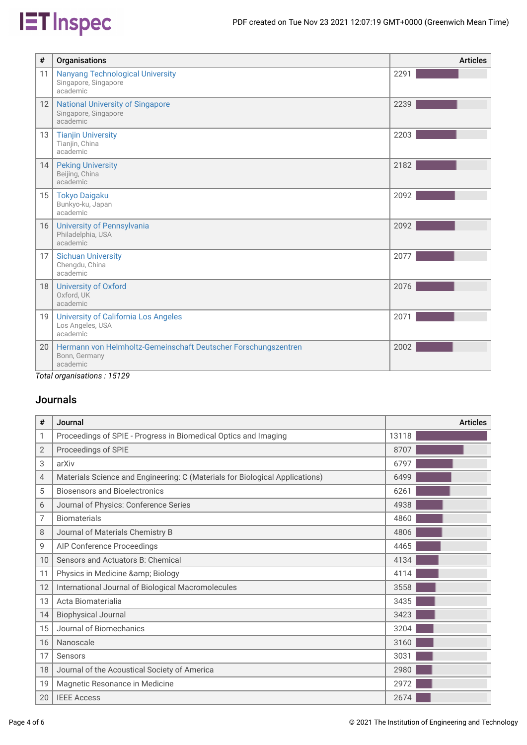| # | Organisations | Articles |
|---|---|---|
| 11 | Nanyang Technological University<br>Singapore, Singapore<br>academic | 2291 |
| 12 | National University of Singapore<br>Singapore, Singapore<br>academic | 2239 |
| 13 | Tianjin University<br>Tianjin, China<br>academic | 2203 |
| 14 | Peking University<br>Beijing, China<br>academic | 2182 |
| 15 | Tokyo Daigaku<br>Bunkyo-ku, Japan<br>academic | 2092 |
| 16 | University of Pennsylvania<br>Philadelphia, USA<br>academic | 2092 |
| 17 | Sichuan University<br>Chengdu, China<br>academic | 2077 |
| 18 | University of Oxford<br>Oxford, UK<br>academic | 2076 |
| 19 | University of California Los Angeles<br>Los Angeles, USA<br>academic | 2071 |
| 20 | Hermann von Helmholtz-Gemeinschaft Deutscher Forschungszentren<br>Bonn, Germany<br>academic | 2002 |

*Total organisations : 15129*

## Journals

| # | Journal | Articles |
|---|---|---|
| 1 | Proceedings of SPIE - Progress in Biomedical Optics and Imaging | 13118 |
| 2 | Proceedings of SPIE | 8707 |
| 3 | arXiv | 6797 |
| 4 | Materials Science and Engineering: C (Materials for Biological Applications) | 6499 |
| 5 | Biosensors and Bioelectronics | 6261 |
| 6 | Journal of Physics: Conference Series | 4938 |
| 7 | Biomaterials | 4860 |
| 8 | Journal of Materials Chemistry B | 4806 |
| 9 | AIP Conference Proceedings | 4465 |
| 10 | Sensors and Actuators B: Chemical | 4134 |
| 11 | Physics in Medicine &amp; Biology | 4114 |
| 12 | International Journal of Biological Macromolecules | 3558 |
| 13 | Acta Biomaterialia | 3435 |
| 14 | Biophysical Journal | 3423 |
| 15 | Journal of Biomechanics | 3204 |
| 16 | Nanoscale | 3160 |
| 17 | Sensors | 3031 |
| 18 | Journal of the Acoustical Society of America | 2980 |
| 19 | Magnetic Resonance in Medicine | 2972 |
| 20 | IEEE Access | 2674 |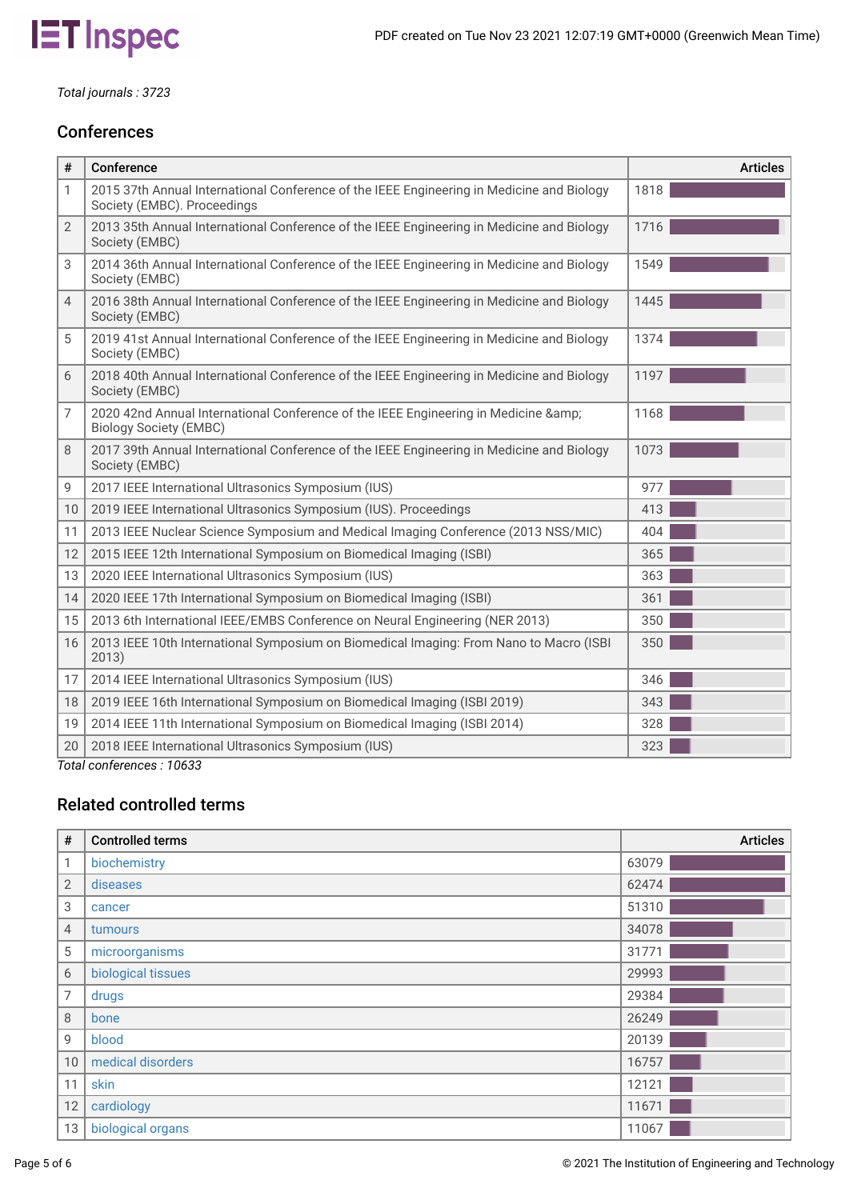*Total journals : 3723*

## Conferences

| # | Conference | Articles |
|---|---|---|
| 1 | 2015 37th Annual International Conference of the IEEE Engineering in Medicine and Biology Society (EMBC). Proceedings | 1818 |
| 2 | 2013 35th Annual International Conference of the IEEE Engineering in Medicine and Biology Society (EMBC) | 1716 |
| 3 | 2014 36th Annual International Conference of the IEEE Engineering in Medicine and Biology Society (EMBC) | 1549 |
| 4 | 2016 38th Annual International Conference of the IEEE Engineering in Medicine and Biology Society (EMBC) | 1445 |
| 5 | 2019 41st Annual International Conference of the IEEE Engineering in Medicine and Biology Society (EMBC) | 1374 |
| 6 | 2018 40th Annual International Conference of the IEEE Engineering in Medicine and Biology Society (EMBC) | 1197 |
| 7 | 2020 42nd Annual International Conference of the IEEE Engineering in Medicine &amp; Biology Society (EMBC) | 1168 |
| 8 | 2017 39th Annual International Conference of the IEEE Engineering in Medicine and Biology Society (EMBC) | 1073 |
| 9 | 2017 IEEE International Ultrasonics Symposium (IUS) | 977 |
| 10 | 2019 IEEE International Ultrasonics Symposium (IUS). Proceedings | 413 |
| 11 | 2013 IEEE Nuclear Science Symposium and Medical Imaging Conference (2013 NSS/MIC) | 404 |
| 12 | 2015 IEEE 12th International Symposium on Biomedical Imaging (ISBI) | 365 |
| 13 | 2020 IEEE International Ultrasonics Symposium (IUS) | 363 |
| 14 | 2020 IEEE 17th International Symposium on Biomedical Imaging (ISBI) | 361 |
| 15 | 2013 6th International IEEE/EMBS Conference on Neural Engineering (NER 2013) | 350 |
| 16 | 2013 IEEE 10th International Symposium on Biomedical Imaging: From Nano to Macro (ISBI 2013) | 350 |
| 17 | 2014 IEEE International Ultrasonics Symposium (IUS) | 346 |
| 18 | 2019 IEEE 16th International Symposium on Biomedical Imaging (ISBI 2019) | 343 |
| 19 | 2014 IEEE 11th International Symposium on Biomedical Imaging (ISBI 2014) | 328 |
| 20 | 2018 IEEE International Ultrasonics Symposium (IUS) | 323 |

*Total conferences : 10633*

## Related controlled terms

| # | Controlled terms | Articles |
|---|---|---|
| 1 | biochemistry | 63079 |
| 2 | diseases | 62474 |
| 3 | cancer | 51310 |
| 4 | tumours | 34078 |
| 5 | microorganisms | 31771 |
| 6 | biological tissues | 29993 |
| 7 | drugs | 29384 |
| 8 | bone | 26249 |
| 9 | blood | 20139 |
| 10 | medical disorders | 16757 |
| 11 | skin | 12121 |
| 12 | cardiology | 11671 |
| 13 | biological organs | 11067 |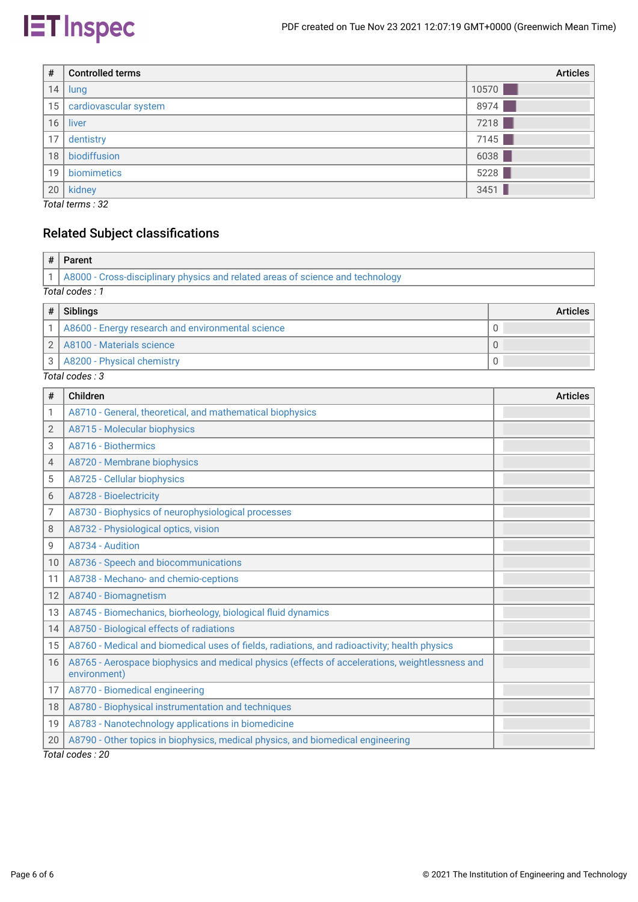| # | Controlled terms | Articles |
|---|---|---|
| 14 | lung | 10570 |
| 15 | cardiovascular system | 8974 |
| 16 | liver | 7218 |
| 17 | dentistry | 7145 |
| 18 | biodiffusion | 6038 |
| 19 | biomimetics | 5228 |
| 20 | kidney | 3451 |

*Total terms : 32*

## Related Subject classifications

| # | Parent |
|---|---|
| 1 | A8000 - Cross-disciplinary physics and related areas of science and technology |

*Total codes : 1*

| # | Siblings | Articles |
|---|---|---|
| 1 | A8600 - Energy research and environmental science | 0 |
| 2 | A8100 - Materials science | 0 |
| 3 | A8200 - Physical chemistry | 0 |

*Total codes : 3*

| # | Children | Articles |
|---|---|---|
| 1 | A8710 - General, theoretical, and mathematical biophysics | |
| 2 | A8715 - Molecular biophysics | |
| 3 | A8716 - Biothermics | |
| 4 | A8720 - Membrane biophysics | |
| 5 | A8725 - Cellular biophysics | |
| 6 | A8728 - Bioelectricity | |
| 7 | A8730 - Biophysics of neurophysiological processes | |
| 8 | A8732 - Physiological optics, vision | |
| 9 | A8734 - Audition | |
| 10 | A8736 - Speech and biocommunications | |
| 11 | A8738 - Mechano- and chemio-ceptions | |
| 12 | A8740 - Biomagnetism | |
| 13 | A8745 - Biomechanics, biorheology, biological fluid dynamics | |
| 14 | A8750 - Biological effects of radiations | |
| 15 | A8760 - Medical and biomedical uses of fields, radiations, and radioactivity; health physics | |
| 16 | A8765 - Aerospace biophysics and medical physics (effects of accelerations, weightlessness and environment) | |
| 17 | A8770 - Biomedical engineering | |
| 18 | A8780 - Biophysical instrumentation and techniques | |
| 19 | A8783 - Nanotechnology applications in biomedicine | |
| 20 | A8790 - Other topics in biophysics, medical physics, and biomedical engineering | |

*Total codes : 20*